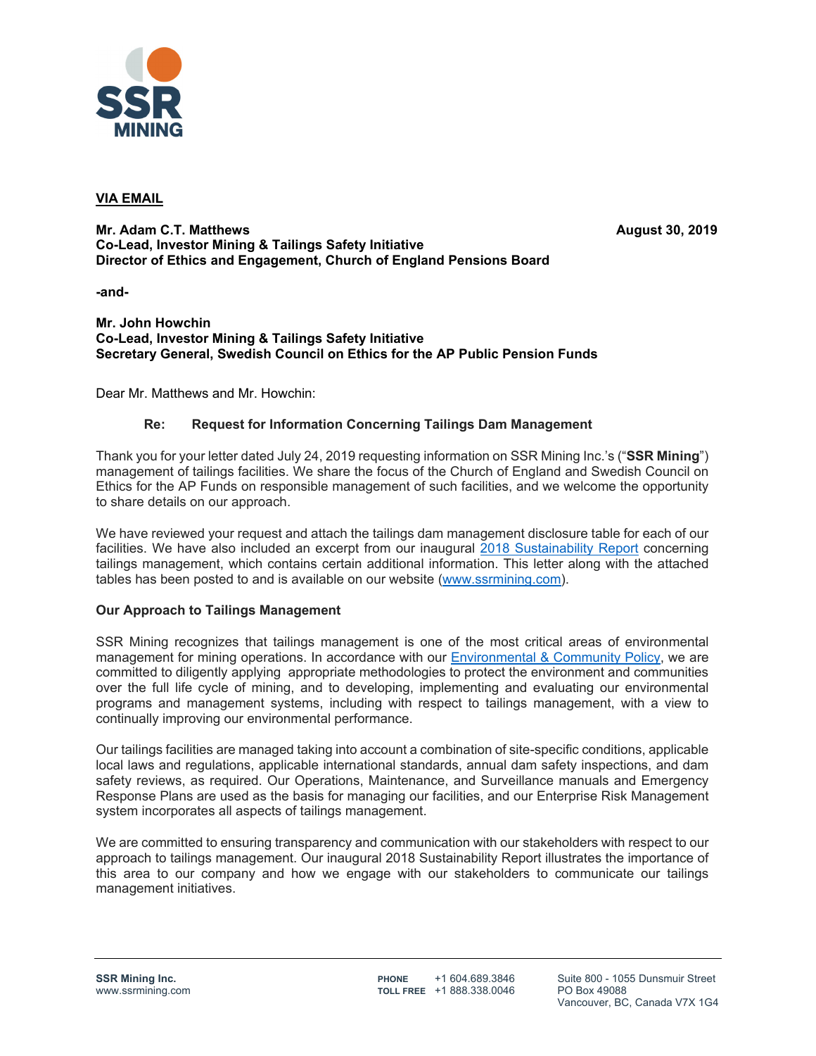**VIA EMAIL**

**Mr. Adam C.T. Matthews** **August 30, 2019**
**Co-Lead, Investor Mining & Tailings Safety Initiative**
**Director of Ethics and Engagement, Church of England Pensions Board**

**-and-**

**Mr. John Howchin**
**Co-Lead, Investor Mining & Tailings Safety Initiative**
**Secretary General, Swedish Council on Ethics for the AP Public Pension Funds**

Dear Mr. Matthews and Mr. Howchin:

**Re: Request for Information Concerning Tailings Dam Management**

Thank you for your letter dated July 24, 2019 requesting information on SSR Mining Inc.'s ("**SSR Mining**") management of tailings facilities. We share the focus of the Church of England and Swedish Council on Ethics for the AP Funds on responsible management of such facilities, and we welcome the opportunity to share details on our approach.

We have reviewed your request and attach the tailings dam management disclosure table for each of our facilities. We have also included an excerpt from our inaugural 2018 Sustainability Report concerning tailings management, which contains certain additional information. This letter along with the attached tables has been posted to and is available on our website (www.ssrmining.com).

**Our Approach to Tailings Management**

SSR Mining recognizes that tailings management is one of the most critical areas of environmental management for mining operations. In accordance with our Environmental & Community Policy, we are committed to diligently applying appropriate methodologies to protect the environment and communities over the full life cycle of mining, and to developing, implementing and evaluating our environmental programs and management systems, including with respect to tailings management, with a view to continually improving our environmental performance.

Our tailings facilities are managed taking into account a combination of site-specific conditions, applicable local laws and regulations, applicable international standards, annual dam safety inspections, and dam safety reviews, as required. Our Operations, Maintenance, and Surveillance manuals and Emergency Response Plans are used as the basis for managing our facilities, and our Enterprise Risk Management system incorporates all aspects of tailings management.

We are committed to ensuring transparency and communication with our stakeholders with respect to our approach to tailings management. Our inaugural 2018 Sustainability Report illustrates the importance of this area to our company and how we engage with our stakeholders to communicate our tailings management initiatives.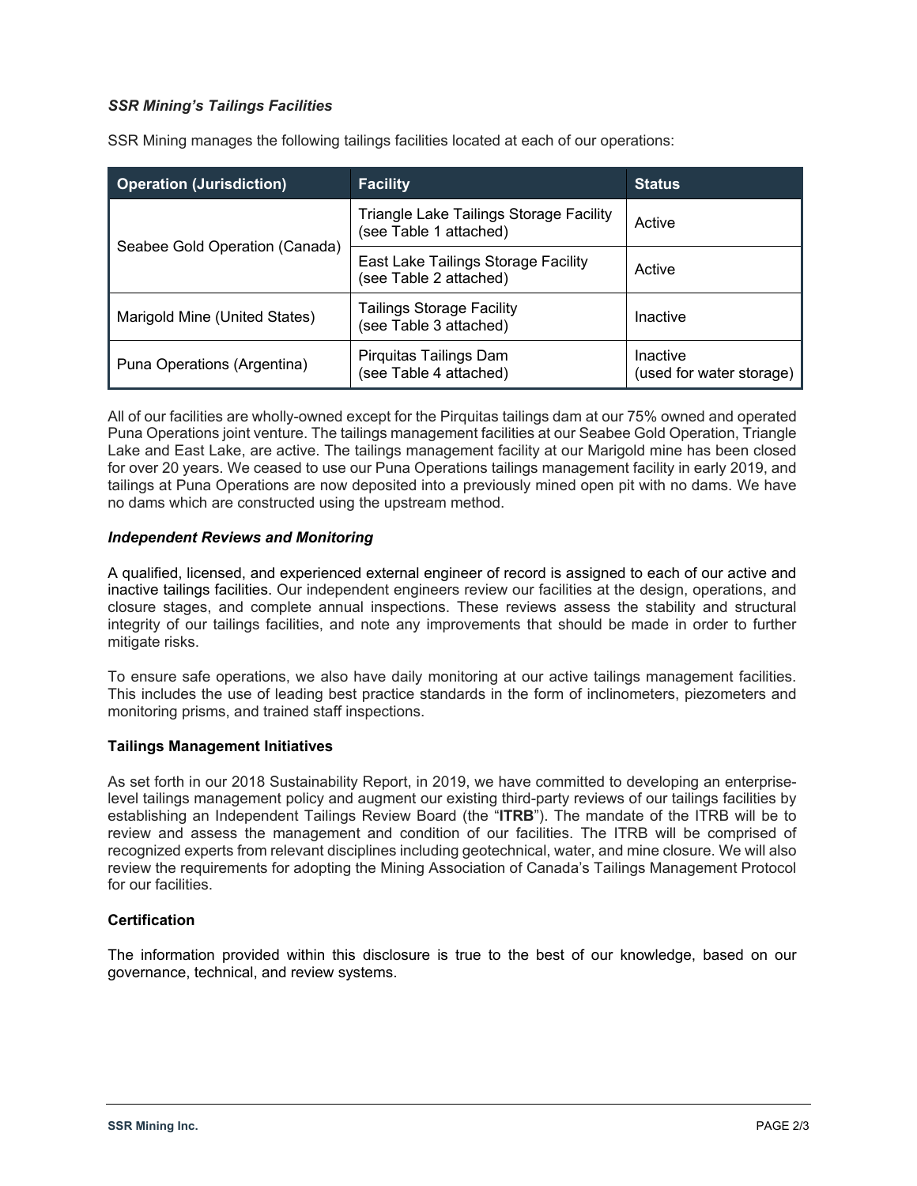### *SSR Mining's Tailings Facilities*

SSR Mining manages the following tailings facilities located at each of our operations:

| Operation (Jurisdiction) | Facility | Status |
| --- | --- | --- |
| Seabee Gold Operation (Canada) | Triangle Lake Tailings Storage Facility (see Table 1 attached) | Active |
| | East Lake Tailings Storage Facility (see Table 2 attached) | Active |
| Marigold Mine (United States) | Tailings Storage Facility (see Table 3 attached) | Inactive |
| Puna Operations (Argentina) | Pirquitas Tailings Dam (see Table 4 attached) | Inactive (used for water storage) |

All of our facilities are wholly-owned except for the Pirquitas tailings dam at our 75% owned and operated Puna Operations joint venture. The tailings management facilities at our Seabee Gold Operation, Triangle Lake and East Lake, are active. The tailings management facility at our Marigold mine has been closed for over 20 years. We ceased to use our Puna Operations tailings management facility in early 2019, and tailings at Puna Operations are now deposited into a previously mined open pit with no dams. We have no dams which are constructed using the upstream method.

### *Independent Reviews and Monitoring*

A qualified, licensed, and experienced external engineer of record is assigned to each of our active and inactive tailings facilities. Our independent engineers review our facilities at the design, operations, and closure stages, and complete annual inspections. These reviews assess the stability and structural integrity of our tailings facilities, and note any improvements that should be made in order to further mitigate risks.

To ensure safe operations, we also have daily monitoring at our active tailings management facilities. This includes the use of leading best practice standards in the form of inclinometers, piezometers and monitoring prisms, and trained staff inspections.

### Tailings Management Initiatives

As set forth in our 2018 Sustainability Report, in 2019, we have committed to developing an enterprise-level tailings management policy and augment our existing third-party reviews of our tailings facilities by establishing an Independent Tailings Review Board (the "**ITRB**"). The mandate of the ITRB will be to review and assess the management and condition of our facilities. The ITRB will be comprised of recognized experts from relevant disciplines including geotechnical, water, and mine closure. We will also review the requirements for adopting the Mining Association of Canada's Tailings Management Protocol for our facilities.

### Certification

The information provided within this disclosure is true to the best of our knowledge, based on our governance, technical, and review systems.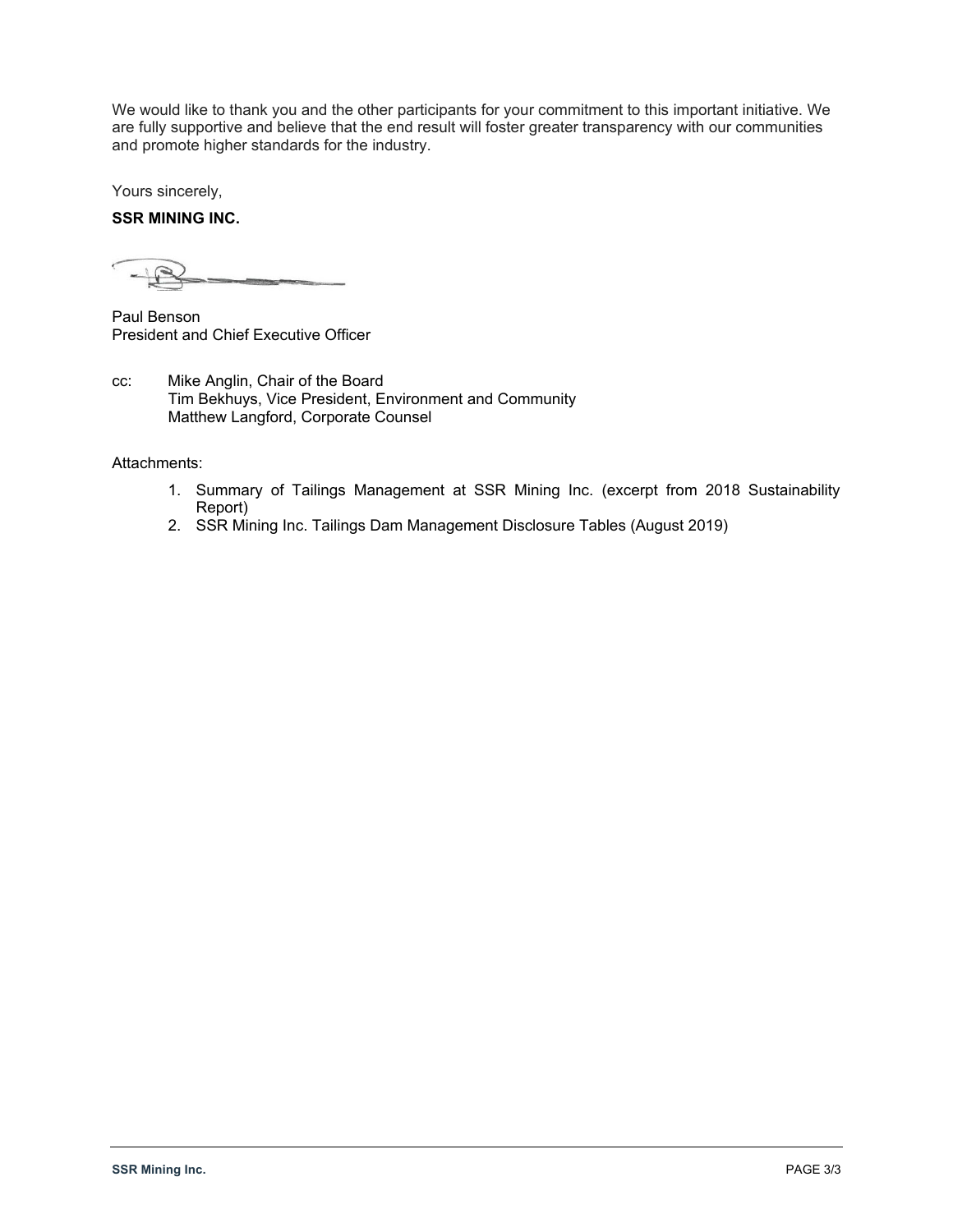We would like to thank you and the other participants for your commitment to this important initiative. We are fully supportive and believe that the end result will foster greater transparency with our communities and promote higher standards for the industry.

Yours sincerely,

**SSR MINING INC.**

Paul Benson
President and Chief Executive Officer

cc: Mike Anglin, Chair of the Board
Tim Bekhuys, Vice President, Environment and Community
Matthew Langford, Corporate Counsel

Attachments:

1. Summary of Tailings Management at SSR Mining Inc. (excerpt from 2018 Sustainability Report)
2. SSR Mining Inc. Tailings Dam Management Disclosure Tables (August 2019)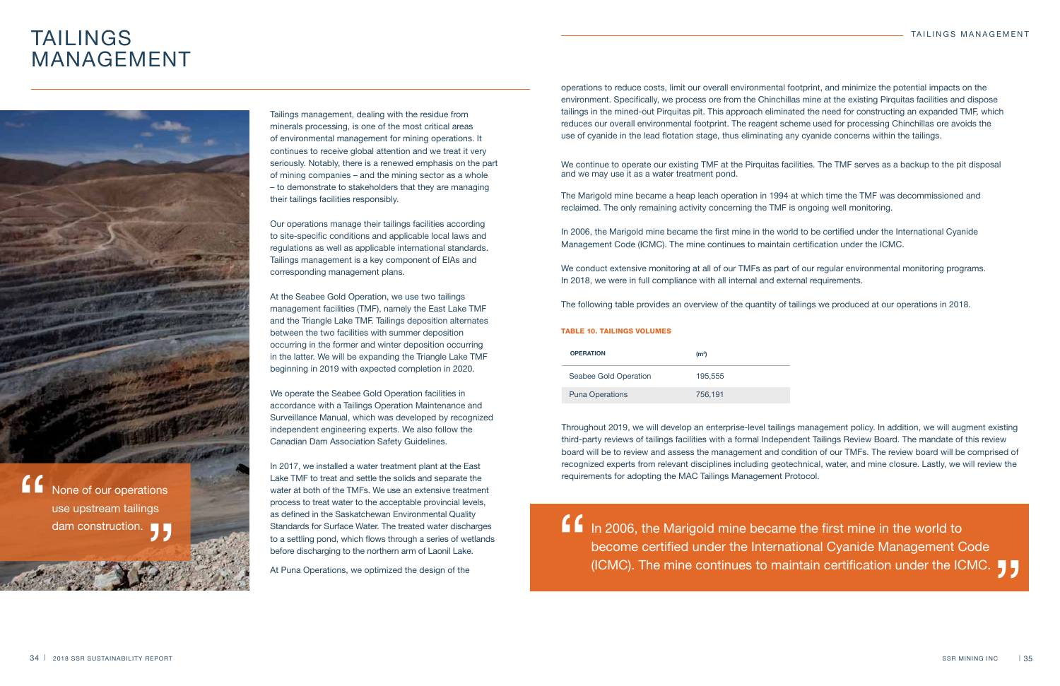# TAILINGS MANAGEMENT

> None of our operations use upstream tailings dam construction.

Tailings management, dealing with the residue from minerals processing, is one of the most critical areas of environmental management for mining operations. It continues to receive global attention and we treat it very seriously. Notably, there is a renewed emphasis on the part of mining companies – and the mining sector as a whole – to demonstrate to stakeholders that they are managing their tailings facilities responsibly.

Our operations manage their tailings facilities according to site-specific conditions and applicable local laws and regulations as well as applicable international standards. Tailings management is a key component of EIAs and corresponding management plans.

At the Seabee Gold Operation, we use two tailings management facilities (TMF), namely the East Lake TMF and the Triangle Lake TMF. Tailings deposition alternates between the two facilities with summer deposition occurring in the former and winter deposition occurring in the latter. We will be expanding the Triangle Lake TMF beginning in 2019 with expected completion in 2020.

We operate the Seabee Gold Operation facilities in accordance with a Tailings Operation Maintenance and Surveillance Manual, which was developed by recognized independent engineering experts. We also follow the Canadian Dam Association Safety Guidelines.

In 2017, we installed a water treatment plant at the East Lake TMF to treat and settle the solids and separate the water at both of the TMFs. We use an extensive treatment process to treat water to the acceptable provincial levels, as defined in the Saskatchewan Environmental Quality Standards for Surface Water. The treated water discharges to a settling pond, which flows through a series of wetlands before discharging to the northern arm of Laonil Lake.

At Puna Operations, we optimized the design of the operations to reduce costs, limit our overall environmental footprint, and minimize the potential impacts on the environment. Specifically, we process ore from the Chinchillas mine at the existing Pirquitas facilities and dispose tailings in the mined-out Pirquitas pit. This approach eliminated the need for constructing an expanded TMF, which reduces our overall environmental footprint. The reagent scheme used for processing Chinchillas ore avoids the use of cyanide in the lead flotation stage, thus eliminating any cyanide concerns within the tailings.

We continue to operate our existing TMF at the Pirquitas facilities. The TMF serves as a backup to the pit disposal and we may use it as a water treatment pond.

The Marigold mine became a heap leach operation in 1994 at which time the TMF was decommissioned and reclaimed. The only remaining activity concerning the TMF is ongoing well monitoring.

In 2006, the Marigold mine became the first mine in the world to be certified under the International Cyanide Management Code (ICMC). The mine continues to maintain certification under the ICMC.

We conduct extensive monitoring at all of our TMFs as part of our regular environmental monitoring programs. In 2018, we were in full compliance with all internal and external requirements.

The following table provides an overview of the quantity of tailings we produced at our operations in 2018.

**TABLE 10. TAILINGS VOLUMES**

| OPERATION | ($m^3$) |
|---|---|
| Seabee Gold Operation | 195,555 |
| Puna Operations | 756,191 |

Throughout 2019, we will develop an enterprise-level tailings management policy. In addition, we will augment existing third-party reviews of tailings facilities with a formal Independent Tailings Review Board. The mandate of this review board will be to review and assess the management and condition of our TMFs. The review board will be comprised of recognized experts from relevant disciplines including geotechnical, water, and mine closure. Lastly, we will review the requirements for adopting the MAC Tailings Management Protocol.

> In 2006, the Marigold mine became the first mine in the world to become certified under the International Cyanide Management Code (ICMC). The mine continues to maintain certification under the ICMC.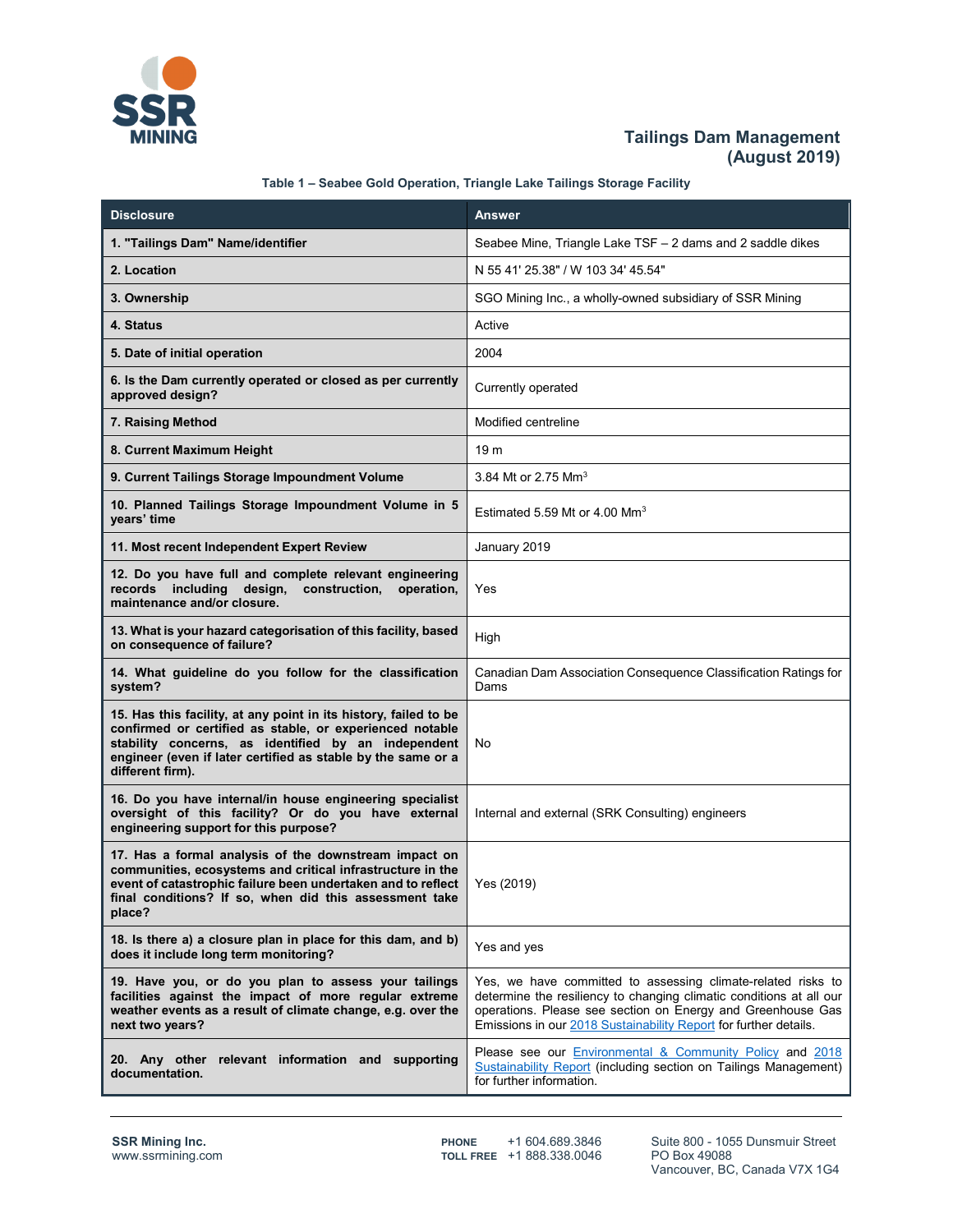# Tailings Dam Management (August 2019)

**Table 1 – Seabee Gold Operation, Triangle Lake Tailings Storage Facility**

| Disclosure | Answer |
|---|---|
| **1. "Tailings Dam" Name/identifier** | Seabee Mine, Triangle Lake TSF – 2 dams and 2 saddle dikes |
| **2. Location** | N 55 41' 25.38" / W 103 34' 45.54" |
| **3. Ownership** | SGO Mining Inc., a wholly-owned subsidiary of SSR Mining |
| **4. Status** | Active |
| **5. Date of initial operation** | 2004 |
| **6. Is the Dam currently operated or closed as per currently approved design?** | Currently operated |
| **7. Raising Method** | Modified centreline |
| **8. Current Maximum Height** | 19 m |
| **9. Current Tailings Storage Impoundment Volume** | 3.84 Mt or 2.75 $Mm^3$ |
| **10. Planned Tailings Storage Impoundment Volume in 5 years' time** | Estimated 5.59 Mt or 4.00 $Mm^3$ |
| **11. Most recent Independent Expert Review** | January 2019 |
| **12. Do you have full and complete relevant engineering records including design, construction, operation, maintenance and/or closure.** | Yes |
| **13. What is your hazard categorisation of this facility, based on consequence of failure?** | High |
| **14. What guideline do you follow for the classification system?** | Canadian Dam Association Consequence Classification Ratings for Dams |
| **15. Has this facility, at any point in its history, failed to be confirmed or certified as stable, or experienced notable stability concerns, as identified by an independent engineer (even if later certified as stable by the same or a different firm).** | No |
| **16. Do you have internal/in house engineering specialist oversight of this facility? Or do you have external engineering support for this purpose?** | Internal and external (SRK Consulting) engineers |
| **17. Has a formal analysis of the downstream impact on communities, ecosystems and critical infrastructure in the event of catastrophic failure been undertaken and to reflect final conditions? If so, when did this assessment take place?** | Yes (2019) |
| **18. Is there a) a closure plan in place for this dam, and b) does it include long term monitoring?** | Yes and yes |
| **19. Have you, or do you plan to assess your tailings facilities against the impact of more regular extreme weather events as a result of climate change, e.g. over the next two years?** | Yes, we have committed to assessing climate-related risks to determine the resiliency to changing climatic conditions at all our operations. Please see section on Energy and Greenhouse Gas Emissions in our 2018 Sustainability Report for further details. |
| **20. Any other relevant information and supporting documentation.** | Please see our Environmental & Community Policy and 2018 Sustainability Report (including section on Tailings Management) for further information. |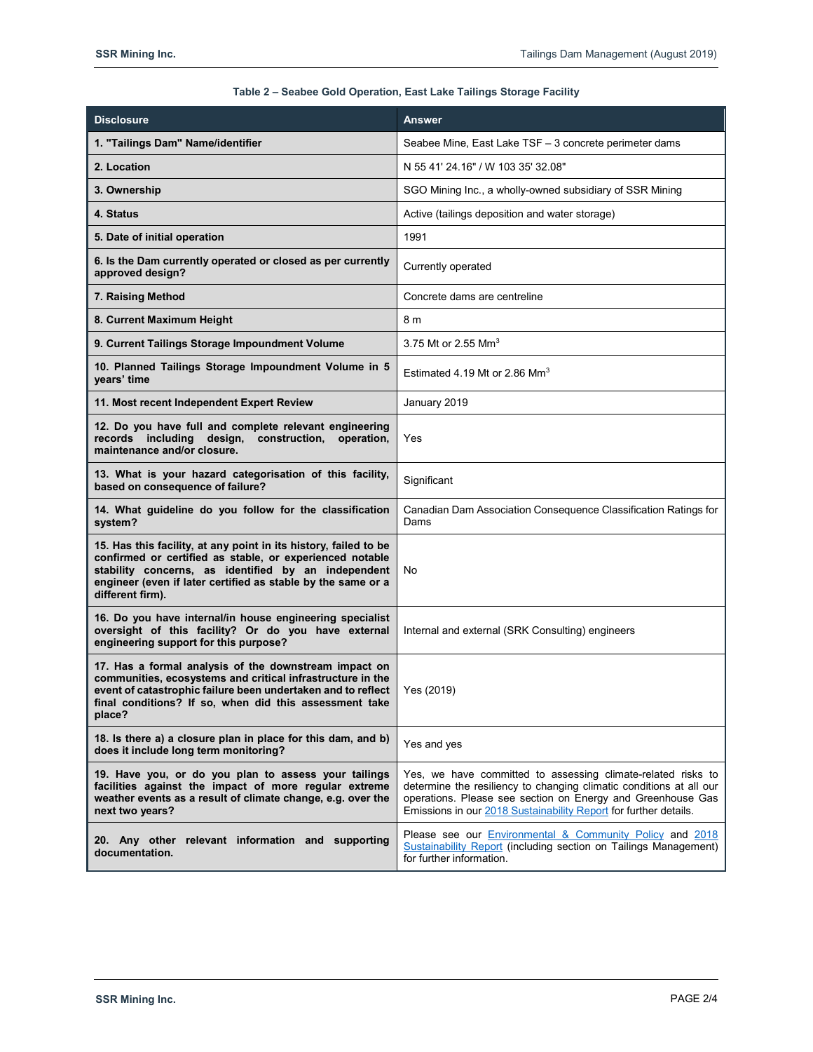**Table 2 – Seabee Gold Operation, East Lake Tailings Storage Facility**

| Disclosure | Answer |
|---|---|
| **1. "Tailings Dam" Name/identifier** | Seabee Mine, East Lake TSF – 3 concrete perimeter dams |
| **2. Location** | N 55 41' 24.16" / W 103 35' 32.08" |
| **3. Ownership** | SGO Mining Inc., a wholly-owned subsidiary of SSR Mining |
| **4. Status** | Active (tailings deposition and water storage) |
| **5. Date of initial operation** | 1991 |
| **6. Is the Dam currently operated or closed as per currently approved design?** | Currently operated |
| **7. Raising Method** | Concrete dams are centreline |
| **8. Current Maximum Height** | 8 m |
| **9. Current Tailings Storage Impoundment Volume** | 3.75 Mt or 2.55 $Mm^3$ |
| **10. Planned Tailings Storage Impoundment Volume in 5 years' time** | Estimated 4.19 Mt or 2.86 $Mm^3$ |
| **11. Most recent Independent Expert Review** | January 2019 |
| **12. Do you have full and complete relevant engineering records including design, construction, operation, maintenance and/or closure.** | Yes |
| **13. What is your hazard categorisation of this facility, based on consequence of failure?** | Significant |
| **14. What guideline do you follow for the classification system?** | Canadian Dam Association Consequence Classification Ratings for Dams |
| **15. Has this facility, at any point in its history, failed to be confirmed or certified as stable, or experienced notable stability concerns, as identified by an independent engineer (even if later certified as stable by the same or a different firm).** | No |
| **16. Do you have internal/in house engineering specialist oversight of this facility? Or do you have external engineering support for this purpose?** | Internal and external (SRK Consulting) engineers |
| **17. Has a formal analysis of the downstream impact on communities, ecosystems and critical infrastructure in the event of catastrophic failure been undertaken and to reflect final conditions? If so, when did this assessment take place?** | Yes (2019) |
| **18. Is there a) a closure plan in place for this dam, and b) does it include long term monitoring?** | Yes and yes |
| **19. Have you, or do you plan to assess your tailings facilities against the impact of more regular extreme weather events as a result of climate change, e.g. over the next two years?** | Yes, we have committed to assessing climate-related risks to determine the resiliency to changing climatic conditions at all our operations. Please see section on Energy and Greenhouse Gas Emissions in our 2018 Sustainability Report for further details. |
| **20. Any other relevant information and supporting documentation.** | Please see our Environmental & Community Policy and 2018 Sustainability Report (including section on Tailings Management) for further information. |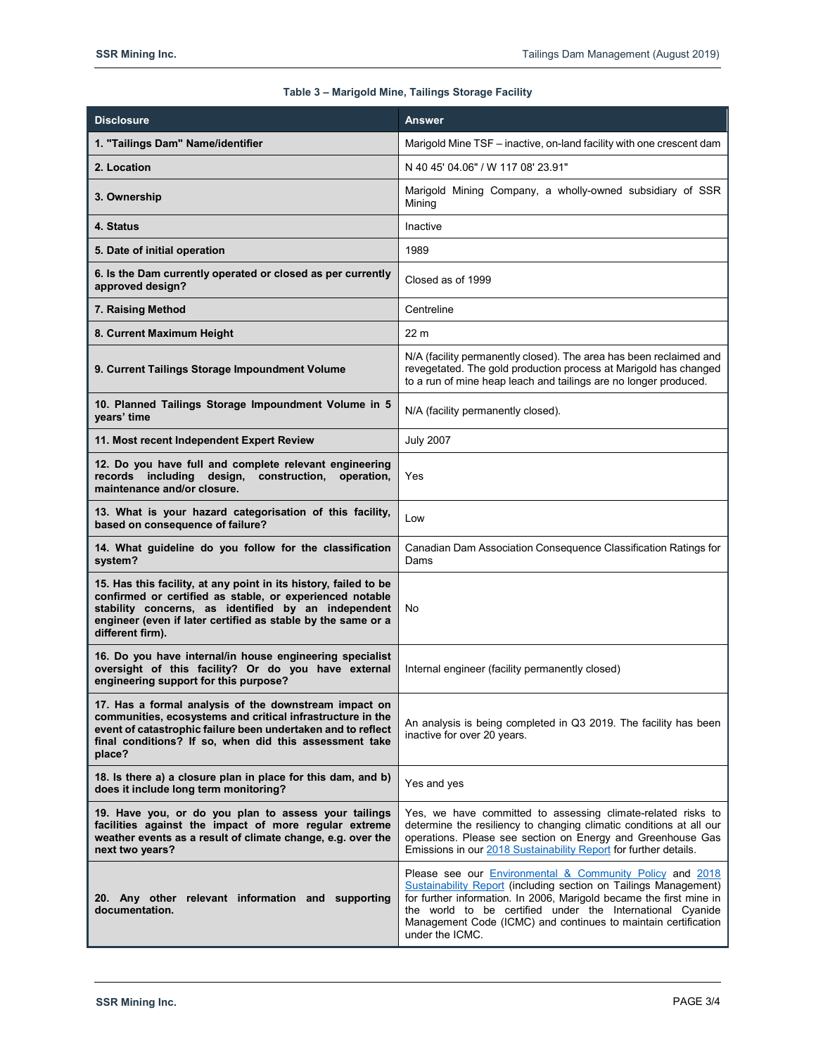**Table 3 – Marigold Mine, Tailings Storage Facility**

| Disclosure | Answer |
|---|---|
| **1. "Tailings Dam" Name/identifier** | Marigold Mine TSF – inactive, on-land facility with one crescent dam |
| **2. Location** | N 40 45' 04.06" / W 117 08' 23.91" |
| **3. Ownership** | Marigold Mining Company, a wholly-owned subsidiary of SSR Mining |
| **4. Status** | Inactive |
| **5. Date of initial operation** | 1989 |
| **6. Is the Dam currently operated or closed as per currently approved design?** | Closed as of 1999 |
| **7. Raising Method** | Centreline |
| **8. Current Maximum Height** | 22 m |
| **9. Current Tailings Storage Impoundment Volume** | N/A (facility permanently closed). The area has been reclaimed and revegetated. The gold production process at Marigold has changed to a run of mine heap leach and tailings are no longer produced. |
| **10. Planned Tailings Storage Impoundment Volume in 5 years' time** | N/A (facility permanently closed). |
| **11. Most recent Independent Expert Review** | July 2007 |
| **12. Do you have full and complete relevant engineering records including design, construction, operation, maintenance and/or closure.** | Yes |
| **13. What is your hazard categorisation of this facility, based on consequence of failure?** | Low |
| **14. What guideline do you follow for the classification system?** | Canadian Dam Association Consequence Classification Ratings for Dams |
| **15. Has this facility, at any point in its history, failed to be confirmed or certified as stable, or experienced notable stability concerns, as identified by an independent engineer (even if later certified as stable by the same or a different firm).** | No |
| **16. Do you have internal/in house engineering specialist oversight of this facility? Or do you have external engineering support for this purpose?** | Internal engineer (facility permanently closed) |
| **17. Has a formal analysis of the downstream impact on communities, ecosystems and critical infrastructure in the event of catastrophic failure been undertaken and to reflect final conditions? If so, when did this assessment take place?** | An analysis is being completed in Q3 2019. The facility has been inactive for over 20 years. |
| **18. Is there a) a closure plan in place for this dam, and b) does it include long term monitoring?** | Yes and yes |
| **19. Have you, or do you plan to assess your tailings facilities against the impact of more regular extreme weather events as a result of climate change, e.g. over the next two years?** | Yes, we have committed to assessing climate-related risks to determine the resiliency to changing climatic conditions at all our operations. Please see section on Energy and Greenhouse Gas Emissions in our 2018 Sustainability Report for further details. |
| **20. Any other relevant information and supporting documentation.** | Please see our Environmental & Community Policy and 2018 Sustainability Report (including section on Tailings Management) for further information. In 2006, Marigold became the first mine in the world to be certified under the International Cyanide Management Code (ICMC) and continues to maintain certification under the ICMC. |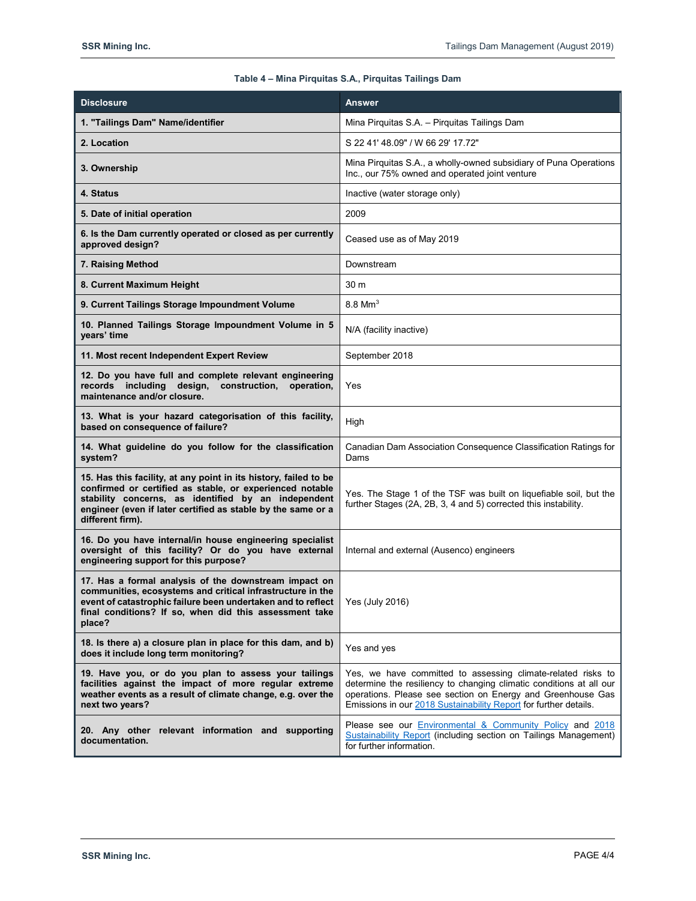**Table 4 – Mina Pirquitas S.A., Pirquitas Tailings Dam**

| Disclosure | Answer |
|---|---|
| **1. "Tailings Dam" Name/identifier** | Mina Pirquitas S.A. – Pirquitas Tailings Dam |
| **2. Location** | S 22 41' 48.09" / W 66 29' 17.72" |
| **3. Ownership** | Mina Pirquitas S.A., a wholly-owned subsidiary of Puna Operations Inc., our 75% owned and operated joint venture |
| **4. Status** | Inactive (water storage only) |
| **5. Date of initial operation** | 2009 |
| **6. Is the Dam currently operated or closed as per currently approved design?** | Ceased use as of May 2019 |
| **7. Raising Method** | Downstream |
| **8. Current Maximum Height** | 30 m |
| **9. Current Tailings Storage Impoundment Volume** | 8.8 $Mm^3$ |
| **10. Planned Tailings Storage Impoundment Volume in 5 years' time** | N/A (facility inactive) |
| **11. Most recent Independent Expert Review** | September 2018 |
| **12. Do you have full and complete relevant engineering records including design, construction, operation, maintenance and/or closure.** | Yes |
| **13. What is your hazard categorisation of this facility, based on consequence of failure?** | High |
| **14. What guideline do you follow for the classification system?** | Canadian Dam Association Consequence Classification Ratings for Dams |
| **15. Has this facility, at any point in its history, failed to be confirmed or certified as stable, or experienced notable stability concerns, as identified by an independent engineer (even if later certified as stable by the same or a different firm).** | Yes. The Stage 1 of the TSF was built on liquefiable soil, but the further Stages (2A, 2B, 3, 4 and 5) corrected this instability. |
| **16. Do you have internal/in house engineering specialist oversight of this facility? Or do you have external engineering support for this purpose?** | Internal and external (Ausenco) engineers |
| **17. Has a formal analysis of the downstream impact on communities, ecosystems and critical infrastructure in the event of catastrophic failure been undertaken and to reflect final conditions? If so, when did this assessment take place?** | Yes (July 2016) |
| **18. Is there a) a closure plan in place for this dam, and b) does it include long term monitoring?** | Yes and yes |
| **19. Have you, or do you plan to assess your tailings facilities against the impact of more regular extreme weather events as a result of climate change, e.g. over the next two years?** | Yes, we have committed to assessing climate-related risks to determine the resiliency to changing climatic conditions at all our operations. Please see section on Energy and Greenhouse Gas Emissions in our 2018 Sustainability Report for further details. |
| **20. Any other relevant information and supporting documentation.** | Please see our Environmental & Community Policy and 2018 Sustainability Report (including section on Tailings Management) for further information. |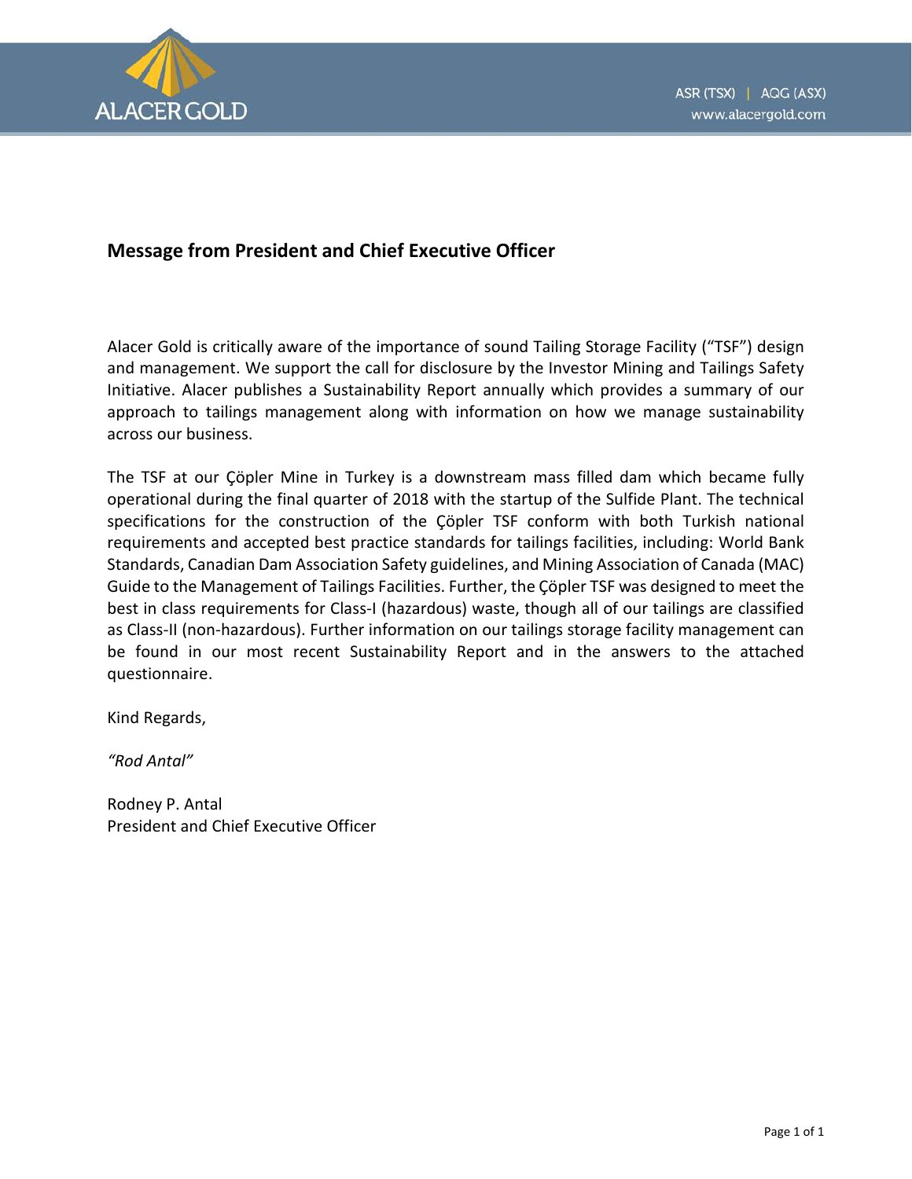## Message from President and Chief Executive Officer

Alacer Gold is critically aware of the importance of sound Tailing Storage Facility ("TSF") design and management. We support the call for disclosure by the Investor Mining and Tailings Safety Initiative. Alacer publishes a Sustainability Report annually which provides a summary of our approach to tailings management along with information on how we manage sustainability across our business.

The TSF at our Çöpler Mine in Turkey is a downstream mass filled dam which became fully operational during the final quarter of 2018 with the startup of the Sulfide Plant. The technical specifications for the construction of the Çöpler TSF conform with both Turkish national requirements and accepted best practice standards for tailings facilities, including: World Bank Standards, Canadian Dam Association Safety guidelines, and Mining Association of Canada (MAC) Guide to the Management of Tailings Facilities. Further, the Çöpler TSF was designed to meet the best in class requirements for Class-I (hazardous) waste, though all of our tailings are classified as Class-II (non-hazardous). Further information on our tailings storage facility management can be found in our most recent Sustainability Report and in the answers to the attached questionnaire.

Kind Regards,

*"Rod Antal"*

Rodney P. Antal
President and Chief Executive Officer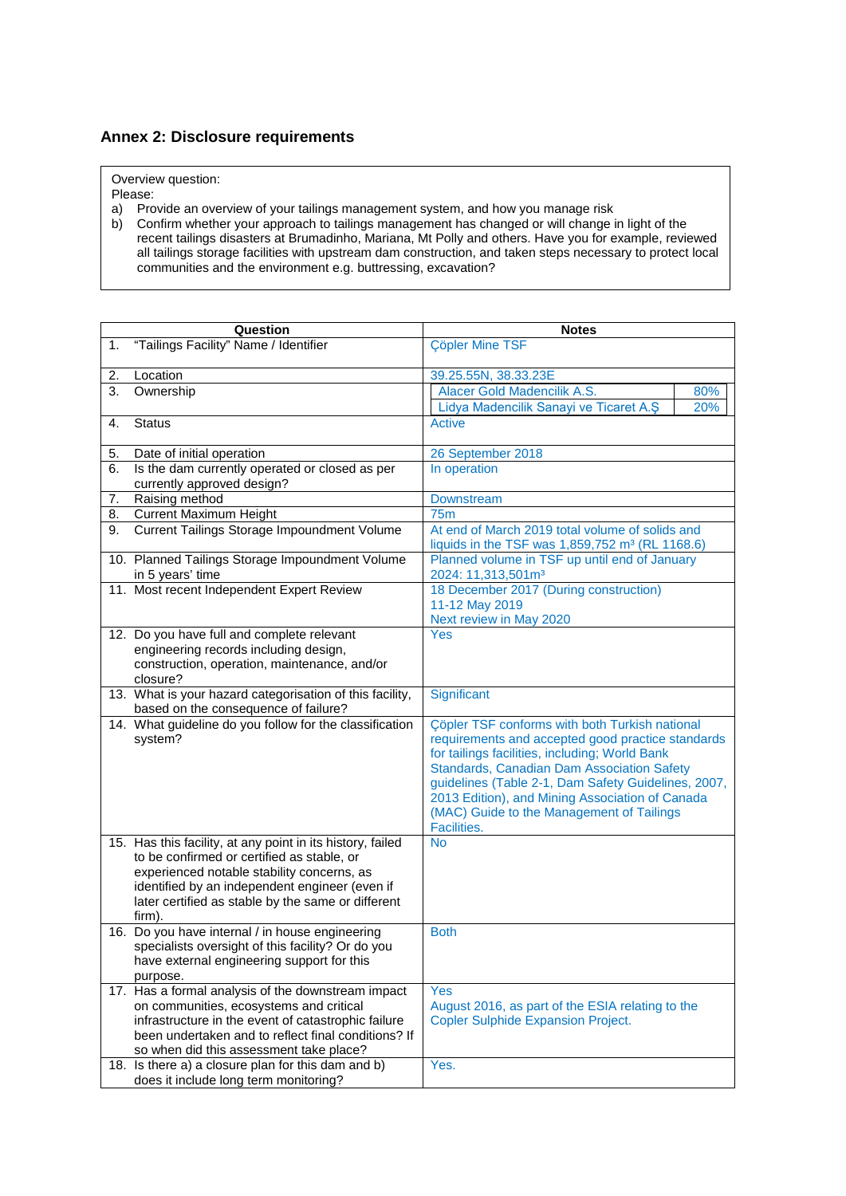## Annex 2: Disclosure requirements

Overview question:
Please:

a) Provide an overview of your tailings management system, and how you manage risk
b) Confirm whether your approach to tailings management has changed or will change in light of the recent tailings disasters at Brumadinho, Mariana, Mt Polly and others. Have you for example, reviewed all tailings storage facilities with upstream dam construction, and taken steps necessary to protect local communities and the environment e.g. buttressing, excavation?

| Question | Notes |
|---|---|
| 1. "Tailings Facility" Name / Identifier | Çöpler Mine TSF |
| 2. Location | 39.25.55N, 38.33.23E |
| 3. Ownership | Alacer Gold Madencilik A.S. 80%<br>Lidya Madencilik Sanayi ve Ticaret A.Ş 20% |
| 4. Status | Active |
| 5. Date of initial operation | 26 September 2018 |
| 6. Is the dam currently operated or closed as per currently approved design? | In operation |
| 7. Raising method | Downstream |
| 8. Current Maximum Height | 75m |
| 9. Current Tailings Storage Impoundment Volume | At end of March 2019 total volume of solids and liquids in the TSF was 1,859,752 m³ (RL 1168.6) |
| 10. Planned Tailings Storage Impoundment Volume in 5 years' time | Planned volume in TSF up until end of January 2024: 11,313,501m³ |
| 11. Most recent Independent Expert Review | 18 December 2017 (During construction)<br>11-12 May 2019<br>Next review in May 2020 |
| 12. Do you have full and complete relevant engineering records including design, construction, operation, maintenance, and/or closure? | Yes |
| 13. What is your hazard categorisation of this facility, based on the consequence of failure? | Significant |
| 14. What guideline do you follow for the classification system? | Çöpler TSF conforms with both Turkish national requirements and accepted good practice standards for tailings facilities, including; World Bank Standards, Canadian Dam Association Safety guidelines (Table 2-1, Dam Safety Guidelines, 2007, 2013 Edition), and Mining Association of Canada (MAC) Guide to the Management of Tailings Facilities. |
| 15. Has this facility, at any point in its history, failed to be confirmed or certified as stable, or experienced notable stability concerns, as identified by an independent engineer (even if later certified as stable by the same or different firm). | No |
| 16. Do you have internal / in house engineering specialists oversight of this facility? Or do you have external engineering support for this purpose. | Both |
| 17. Has a formal analysis of the downstream impact on communities, ecosystems and critical infrastructure in the event of catastrophic failure been undertaken and to reflect final conditions? If so when did this assessment take place? | Yes<br>August 2016, as part of the ESIA relating to the Copler Sulphide Expansion Project. |
| 18. Is there a) a closure plan for this dam and b) does it include long term monitoring? | Yes. |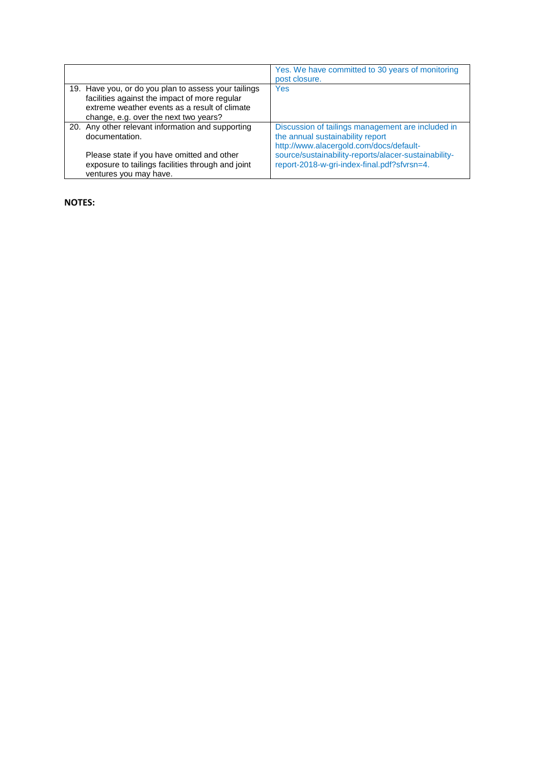| | |
|---|---|
| | Yes. We have committed to 30 years of monitoring post closure. |
| 19. Have you, or do you plan to assess your tailings facilities against the impact of more regular extreme weather events as a result of climate change, e.g. over the next two years? | Yes |
| 20. Any other relevant information and supporting documentation.<br><br>Please state if you have omitted and other exposure to tailings facilities through and joint ventures you may have. | Discussion of tailings management are included in the annual sustainability report http://www.alacergold.com/docs/default-source/sustainability-reports/alacer-sustainability-report-2018-w-gri-index-final.pdf?sfvrsn=4. |

**NOTES:**